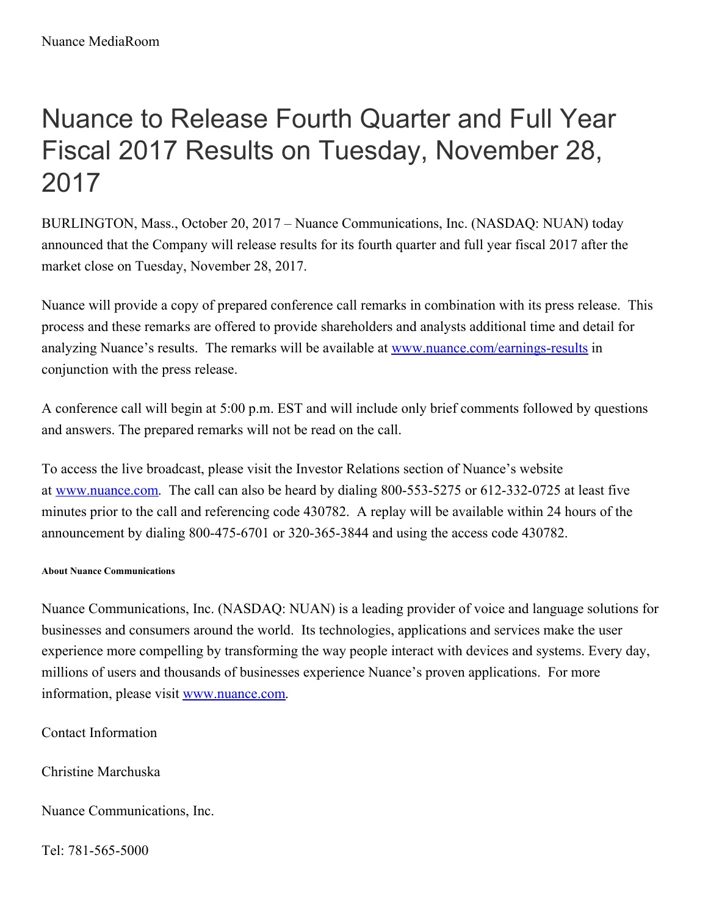Nuance MediaRoom

# Nuance to Release Fourth Quarter and Full Year Fiscal 2017 Results on Tuesday, November 28, 2017

BURLINGTON, Mass., October 20, 2017 – Nuance Communications, Inc. (NASDAQ: NUAN) today announced that the Company will release results for its fourth quarter and full year fiscal 2017 after the market close on Tuesday, November 28, 2017.

Nuance will provide a copy of prepared conference call remarks in combination with its press release. This process and these remarks are offered to provide shareholders and analysts additional time and detail for analyzing Nuance's results. The remarks will be available at [www.nuance.com/earnings-results](http://www.nuance.com/earnings-results) in conjunction with the press release.

A conference call will begin at 5:00 p.m. EST and will include only brief comments followed by questions and answers. The prepared remarks will not be read on the call.

To access the live broadcast, please visit the Investor Relations section of Nuance's website at [www.nuance.com](http://www.nuance.com). The call can also be heard by dialing 800-553-5275 or 612-332-0725 at least five minutes prior to the call and referencing code 430782. A replay will be available within 24 hours of the announcement by dialing 800-475-6701 or 320-365-3844 and using the access code 430782.

**About Nuance Communications**

Nuance Communications, Inc. (NASDAQ: NUAN) is a leading provider of voice and language solutions for businesses and consumers around the world. Its technologies, applications and services make the user experience more compelling by transforming the way people interact with devices and systems. Every day, millions of users and thousands of businesses experience Nuance's proven applications. For more information, please visit [www.nuance.com](http://www.nuance.com).

Contact Information

Christine Marchuska

Nuance Communications, Inc.

Tel: 781-565-5000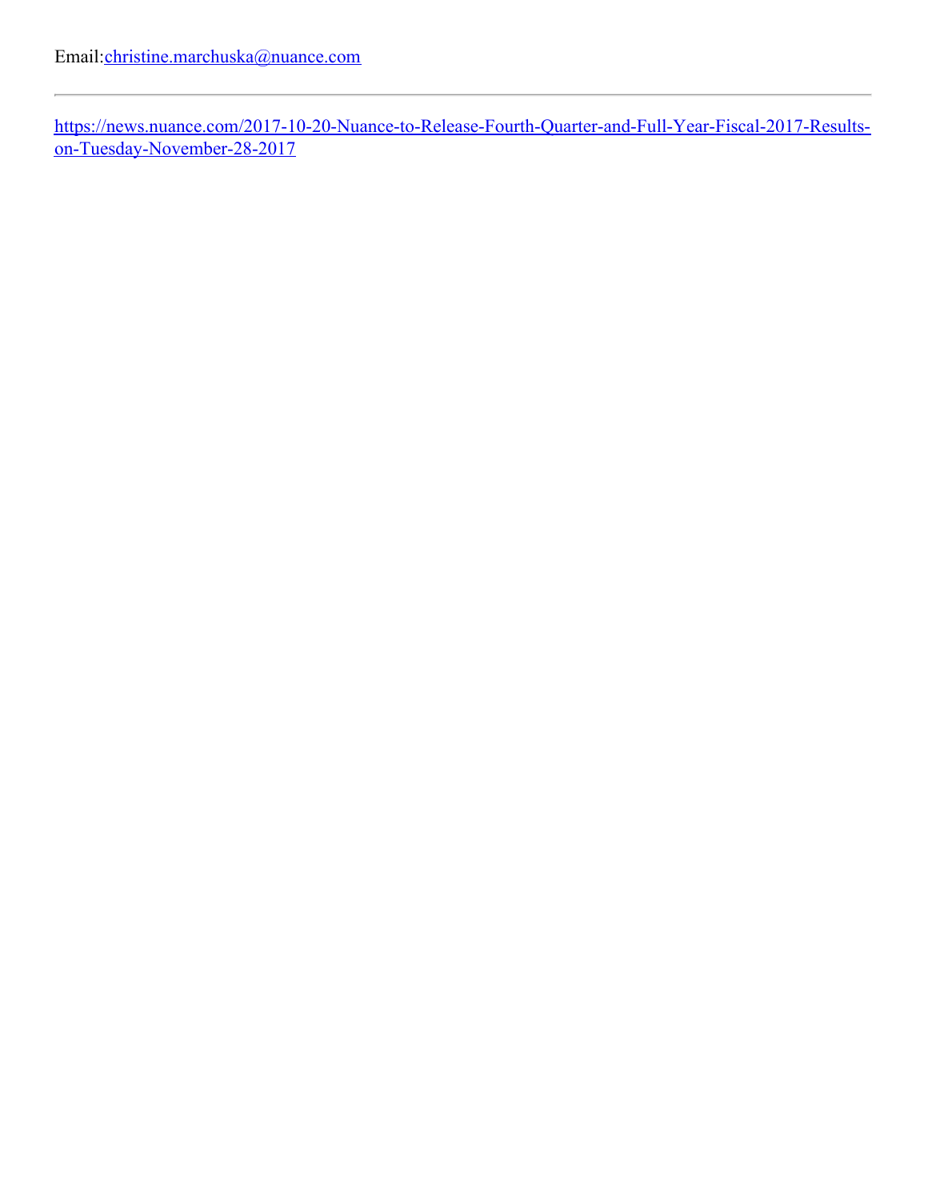Email:christine.marchuska@nuance.com

---

https://news.nuance.com/2017-10-20-Nuance-to-Release-Fourth-Quarter-and-Full-Year-Fiscal-2017-Results-on-Tuesday-November-28-2017